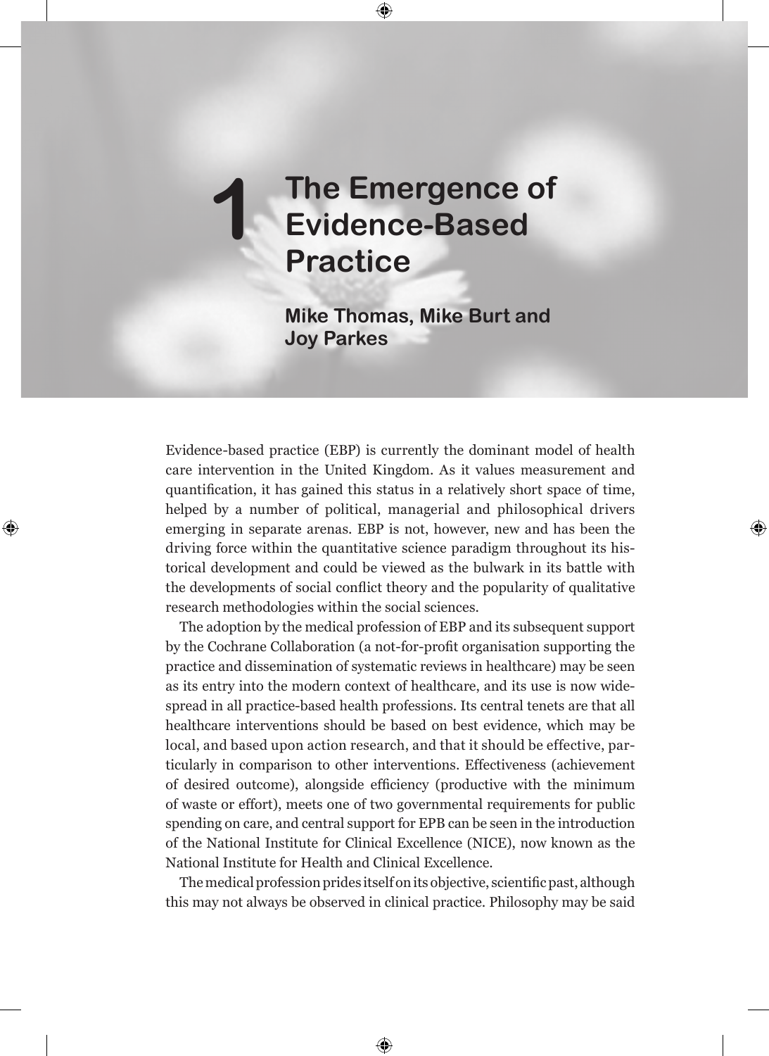# 1 The Emergence of Evidence-Based Practice

**Mike Thomas, Mike Burt and Joy Parkes**

Evidence-based practice (EBP) is currently the dominant model of health care intervention in the United Kingdom. As it values measurement and quantification, it has gained this status in a relatively short space of time, helped by a number of political, managerial and philosophical drivers emerging in separate arenas. EBP is not, however, new and has been the driving force within the quantitative science paradigm throughout its historical development and could be viewed as the bulwark in its battle with the developments of social conflict theory and the popularity of qualitative research methodologies within the social sciences.

The adoption by the medical profession of EBP and its subsequent support by the Cochrane Collaboration (a not-for-profit organisation supporting the practice and dissemination of systematic reviews in healthcare) may be seen as its entry into the modern context of healthcare, and its use is now widespread in all practice-based health professions. Its central tenets are that all healthcare interventions should be based on best evidence, which may be local, and based upon action research, and that it should be effective, particularly in comparison to other interventions. Effectiveness (achievement of desired outcome), alongside efficiency (productive with the minimum of waste or effort), meets one of two governmental requirements for public spending on care, and central support for EPB can be seen in the introduction of the National Institute for Clinical Excellence (NICE), now known as the National Institute for Health and Clinical Excellence.

The medical profession prides itself on its objective, scientific past, although this may not always be observed in clinical practice. Philosophy may be said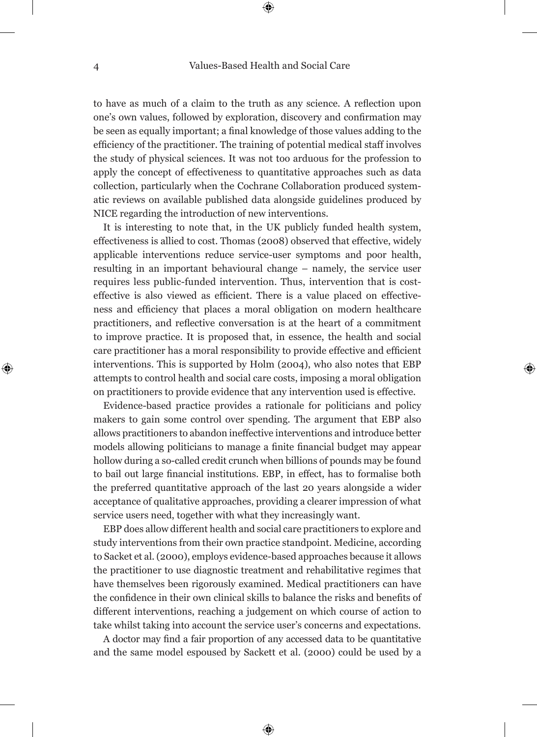to have as much of a claim to the truth as any science. A reflection upon one's own values, followed by exploration, discovery and confirmation may be seen as equally important; a final knowledge of those values adding to the efficiency of the practitioner. The training of potential medical staff involves the study of physical sciences. It was not too arduous for the profession to apply the concept of effectiveness to quantitative approaches such as data collection, particularly when the Cochrane Collaboration produced systematic reviews on available published data alongside guidelines produced by NICE regarding the introduction of new interventions.

It is interesting to note that, in the UK publicly funded health system, effectiveness is allied to cost. Thomas (2008) observed that effective, widely applicable interventions reduce service-user symptoms and poor health, resulting in an important behavioural change – namely, the service user requires less public-funded intervention. Thus, intervention that is cost-effective is also viewed as efficient. There is a value placed on effectiveness and efficiency that places a moral obligation on modern healthcare practitioners, and reflective conversation is at the heart of a commitment to improve practice. It is proposed that, in essence, the health and social care practitioner has a moral responsibility to provide effective and efficient interventions. This is supported by Holm (2004), who also notes that EBP attempts to control health and social care costs, imposing a moral obligation on practitioners to provide evidence that any intervention used is effective.

Evidence-based practice provides a rationale for politicians and policy makers to gain some control over spending. The argument that EBP also allows practitioners to abandon ineffective interventions and introduce better models allowing politicians to manage a finite financial budget may appear hollow during a so-called credit crunch when billions of pounds may be found to bail out large financial institutions. EBP, in effect, has to formalise both the preferred quantitative approach of the last 20 years alongside a wider acceptance of qualitative approaches, providing a clearer impression of what service users need, together with what they increasingly want.

EBP does allow different health and social care practitioners to explore and study interventions from their own practice standpoint. Medicine, according to Sacket et al. (2000), employs evidence-based approaches because it allows the practitioner to use diagnostic treatment and rehabilitative regimes that have themselves been rigorously examined. Medical practitioners can have the confidence in their own clinical skills to balance the risks and benefits of different interventions, reaching a judgement on which course of action to take whilst taking into account the service user's concerns and expectations.

A doctor may find a fair proportion of any accessed data to be quantitative and the same model espoused by Sackett et al. (2000) could be used by a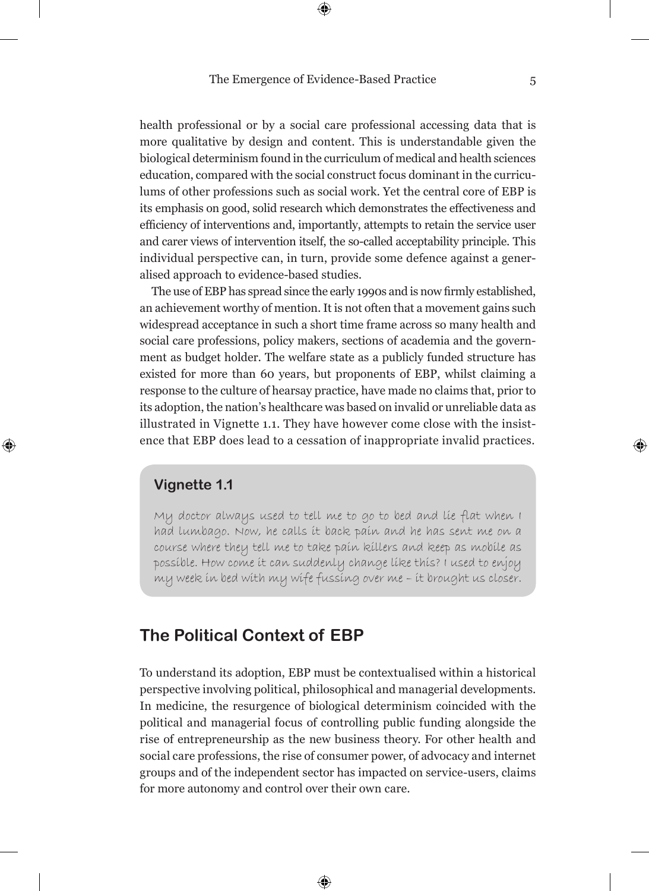health professional or by a social care professional accessing data that is more qualitative by design and content. This is understandable given the biological determinism found in the curriculum of medical and health sciences education, compared with the social construct focus dominant in the curriculums of other professions such as social work. Yet the central core of EBP is its emphasis on good, solid research which demonstrates the effectiveness and efficiency of interventions and, importantly, attempts to retain the service user and carer views of intervention itself, the so-called acceptability principle. This individual perspective can, in turn, provide some defence against a generalised approach to evidence-based studies.

The use of EBP has spread since the early 1990s and is now firmly established, an achievement worthy of mention. It is not often that a movement gains such widespread acceptance in such a short time frame across so many health and social care professions, policy makers, sections of academia and the government as budget holder. The welfare state as a publicly funded structure has existed for more than 60 years, but proponents of EBP, whilst claiming a response to the culture of hearsay practice, have made no claims that, prior to its adoption, the nation's healthcare was based on invalid or unreliable data as illustrated in Vignette 1.1. They have however come close with the insistence that EBP does lead to a cessation of inappropriate invalid practices.

**Vignette 1.1**

My doctor always used to tell me to go to bed and lie flat when I had lumbago. Now, he calls it back pain and he has sent me on a course where they tell me to take pain killers and keep as mobile as possible. How come it can suddenly change like this? I used to enjoy my week in bed with my wife fussing over me – it brought us closer.

## The Political Context of EBP

To understand its adoption, EBP must be contextualised within a historical perspective involving political, philosophical and managerial developments. In medicine, the resurgence of biological determinism coincided with the political and managerial focus of controlling public funding alongside the rise of entrepreneurship as the new business theory. For other health and social care professions, the rise of consumer power, of advocacy and internet groups and of the independent sector has impacted on service-users, claims for more autonomy and control over their own care.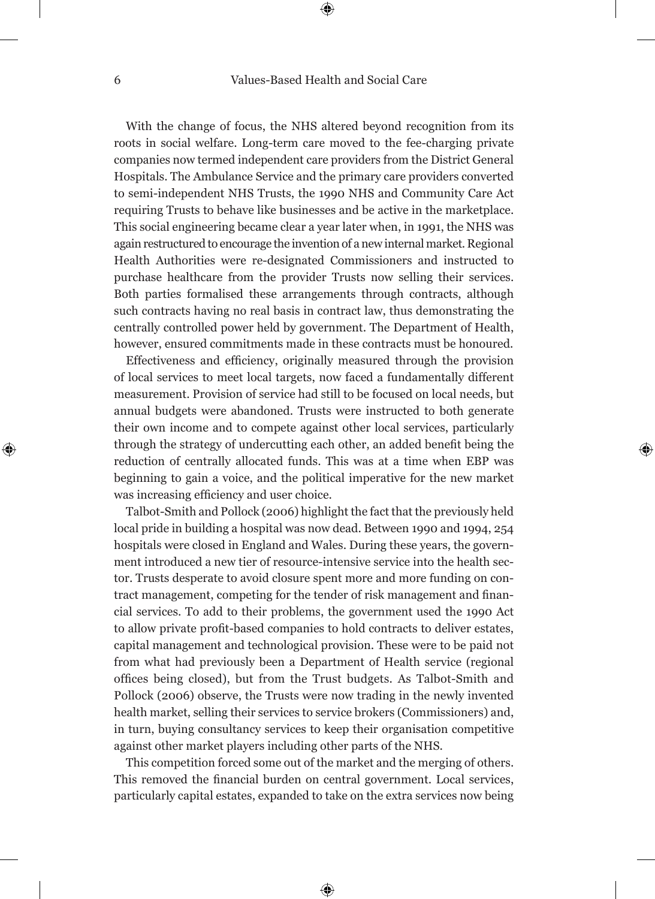With the change of focus, the NHS altered beyond recognition from its roots in social welfare. Long-term care moved to the fee-charging private companies now termed independent care providers from the District General Hospitals. The Ambulance Service and the primary care providers converted to semi-independent NHS Trusts, the 1990 NHS and Community Care Act requiring Trusts to behave like businesses and be active in the marketplace. This social engineering became clear a year later when, in 1991, the NHS was again restructured to encourage the invention of a new internal market. Regional Health Authorities were re-designated Commissioners and instructed to purchase healthcare from the provider Trusts now selling their services. Both parties formalised these arrangements through contracts, although such contracts having no real basis in contract law, thus demonstrating the centrally controlled power held by government. The Department of Health, however, ensured commitments made in these contracts must be honoured.

Effectiveness and efficiency, originally measured through the provision of local services to meet local targets, now faced a fundamentally different measurement. Provision of service had still to be focused on local needs, but annual budgets were abandoned. Trusts were instructed to both generate their own income and to compete against other local services, particularly through the strategy of undercutting each other, an added benefit being the reduction of centrally allocated funds. This was at a time when EBP was beginning to gain a voice, and the political imperative for the new market was increasing efficiency and user choice.

Talbot-Smith and Pollock (2006) highlight the fact that the previously held local pride in building a hospital was now dead. Between 1990 and 1994, 254 hospitals were closed in England and Wales. During these years, the government introduced a new tier of resource-intensive service into the health sector. Trusts desperate to avoid closure spent more and more funding on contract management, competing for the tender of risk management and financial services. To add to their problems, the government used the 1990 Act to allow private profit-based companies to hold contracts to deliver estates, capital management and technological provision. These were to be paid not from what had previously been a Department of Health service (regional offices being closed), but from the Trust budgets. As Talbot-Smith and Pollock (2006) observe, the Trusts were now trading in the newly invented health market, selling their services to service brokers (Commissioners) and, in turn, buying consultancy services to keep their organisation competitive against other market players including other parts of the NHS.

This competition forced some out of the market and the merging of others. This removed the financial burden on central government. Local services, particularly capital estates, expanded to take on the extra services now being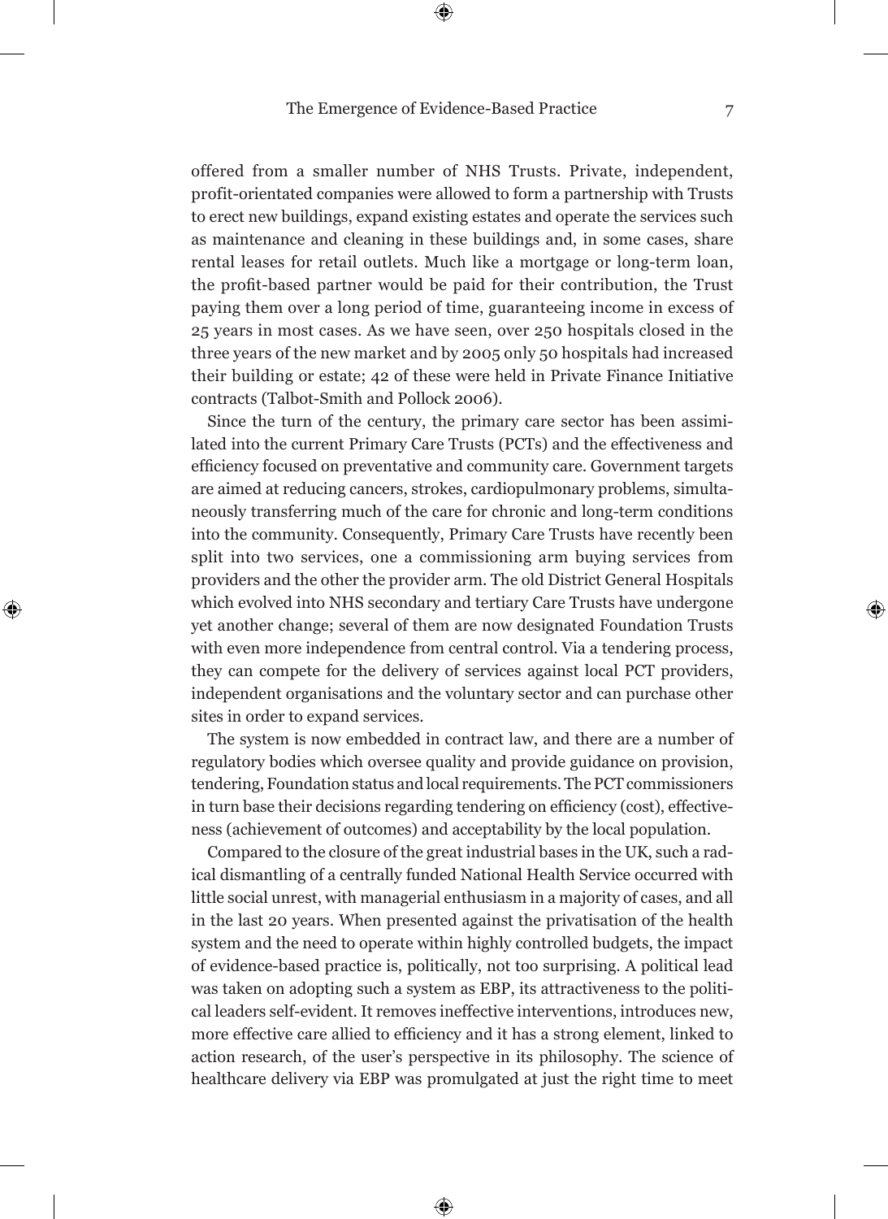offered from a smaller number of NHS Trusts. Private, independent, profit-orientated companies were allowed to form a partnership with Trusts to erect new buildings, expand existing estates and operate the services such as maintenance and cleaning in these buildings and, in some cases, share rental leases for retail outlets. Much like a mortgage or long-term loan, the profit-based partner would be paid for their contribution, the Trust paying them over a long period of time, guaranteeing income in excess of 25 years in most cases. As we have seen, over 250 hospitals closed in the three years of the new market and by 2005 only 50 hospitals had increased their building or estate; 42 of these were held in Private Finance Initiative contracts (Talbot-Smith and Pollock 2006).

Since the turn of the century, the primary care sector has been assimilated into the current Primary Care Trusts (PCTs) and the effectiveness and efficiency focused on preventative and community care. Government targets are aimed at reducing cancers, strokes, cardiopulmonary problems, simultaneously transferring much of the care for chronic and long-term conditions into the community. Consequently, Primary Care Trusts have recently been split into two services, one a commissioning arm buying services from providers and the other the provider arm. The old District General Hospitals which evolved into NHS secondary and tertiary Care Trusts have undergone yet another change; several of them are now designated Foundation Trusts with even more independence from central control. Via a tendering process, they can compete for the delivery of services against local PCT providers, independent organisations and the voluntary sector and can purchase other sites in order to expand services.

The system is now embedded in contract law, and there are a number of regulatory bodies which oversee quality and provide guidance on provision, tendering, Foundation status and local requirements. The PCT commissioners in turn base their decisions regarding tendering on efficiency (cost), effectiveness (achievement of outcomes) and acceptability by the local population.

Compared to the closure of the great industrial bases in the UK, such a radical dismantling of a centrally funded National Health Service occurred with little social unrest, with managerial enthusiasm in a majority of cases, and all in the last 20 years. When presented against the privatisation of the health system and the need to operate within highly controlled budgets, the impact of evidence-based practice is, politically, not too surprising. A political lead was taken on adopting such a system as EBP, its attractiveness to the political leaders self-evident. It removes ineffective interventions, introduces new, more effective care allied to efficiency and it has a strong element, linked to action research, of the user's perspective in its philosophy. The science of healthcare delivery via EBP was promulgated at just the right time to meet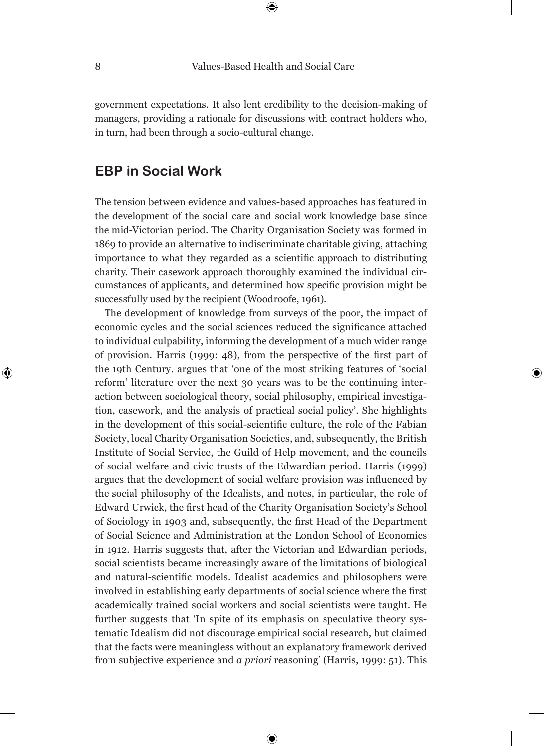government expectations. It also lent credibility to the decision-making of managers, providing a rationale for discussions with contract holders who, in turn, had been through a socio-cultural change.

## EBP in Social Work

The tension between evidence and values-based approaches has featured in the development of the social care and social work knowledge base since the mid-Victorian period. The Charity Organisation Society was formed in 1869 to provide an alternative to indiscriminate charitable giving, attaching importance to what they regarded as a scientific approach to distributing charity. Their casework approach thoroughly examined the individual circumstances of applicants, and determined how specific provision might be successfully used by the recipient (Woodroofe, 1961).

The development of knowledge from surveys of the poor, the impact of economic cycles and the social sciences reduced the significance attached to individual culpability, informing the development of a much wider range of provision. Harris (1999: 48), from the perspective of the first part of the 19th Century, argues that 'one of the most striking features of 'social reform' literature over the next 30 years was to be the continuing interaction between sociological theory, social philosophy, empirical investigation, casework, and the analysis of practical social policy'. She highlights in the development of this social-scientific culture, the role of the Fabian Society, local Charity Organisation Societies, and, subsequently, the British Institute of Social Service, the Guild of Help movement, and the councils of social welfare and civic trusts of the Edwardian period. Harris (1999) argues that the development of social welfare provision was influenced by the social philosophy of the Idealists, and notes, in particular, the role of Edward Urwick, the first head of the Charity Organisation Society's School of Sociology in 1903 and, subsequently, the first Head of the Department of Social Science and Administration at the London School of Economics in 1912. Harris suggests that, after the Victorian and Edwardian periods, social scientists became increasingly aware of the limitations of biological and natural-scientific models. Idealist academics and philosophers were involved in establishing early departments of social science where the first academically trained social workers and social scientists were taught. He further suggests that 'In spite of its emphasis on speculative theory systematic Idealism did not discourage empirical social research, but claimed that the facts were meaningless without an explanatory framework derived from subjective experience and *a priori* reasoning' (Harris, 1999: 51). This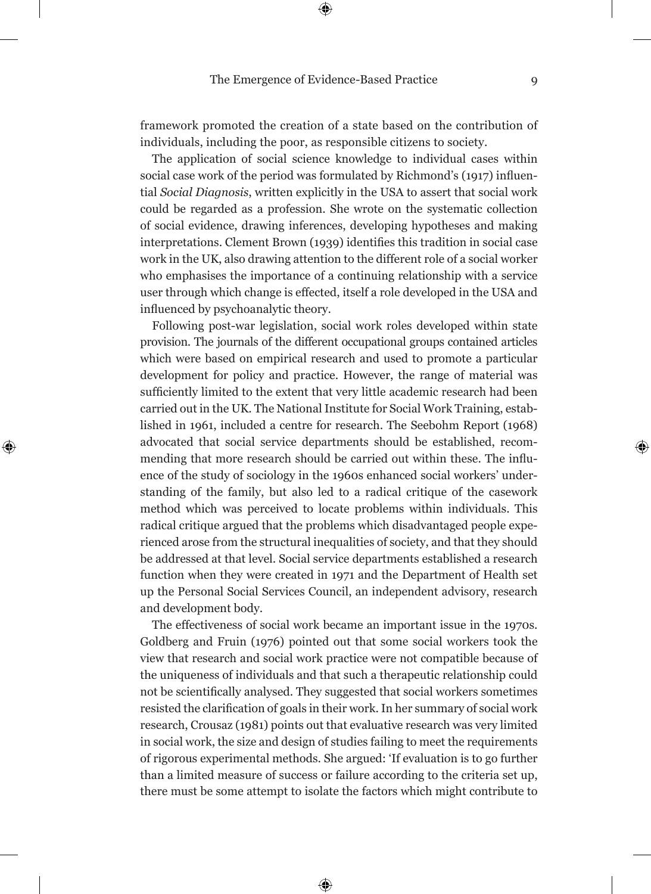framework promoted the creation of a state based on the contribution of individuals, including the poor, as responsible citizens to society.

The application of social science knowledge to individual cases within social case work of the period was formulated by Richmond's (1917) influential *Social Diagnosis*, written explicitly in the USA to assert that social work could be regarded as a profession. She wrote on the systematic collection of social evidence, drawing inferences, developing hypotheses and making interpretations. Clement Brown (1939) identifies this tradition in social case work in the UK, also drawing attention to the different role of a social worker who emphasises the importance of a continuing relationship with a service user through which change is effected, itself a role developed in the USA and influenced by psychoanalytic theory.

Following post-war legislation, social work roles developed within state provision. The journals of the different occupational groups contained articles which were based on empirical research and used to promote a particular development for policy and practice. However, the range of material was sufficiently limited to the extent that very little academic research had been carried out in the UK. The National Institute for Social Work Training, established in 1961, included a centre for research. The Seebohm Report (1968) advocated that social service departments should be established, recommending that more research should be carried out within these. The influence of the study of sociology in the 1960s enhanced social workers' understanding of the family, but also led to a radical critique of the casework method which was perceived to locate problems within individuals. This radical critique argued that the problems which disadvantaged people experienced arose from the structural inequalities of society, and that they should be addressed at that level. Social service departments established a research function when they were created in 1971 and the Department of Health set up the Personal Social Services Council, an independent advisory, research and development body.

The effectiveness of social work became an important issue in the 1970s. Goldberg and Fruin (1976) pointed out that some social workers took the view that research and social work practice were not compatible because of the uniqueness of individuals and that such a therapeutic relationship could not be scientifically analysed. They suggested that social workers sometimes resisted the clarification of goals in their work. In her summary of social work research, Crousaz (1981) points out that evaluative research was very limited in social work, the size and design of studies failing to meet the requirements of rigorous experimental methods. She argued: 'If evaluation is to go further than a limited measure of success or failure according to the criteria set up, there must be some attempt to isolate the factors which might contribute to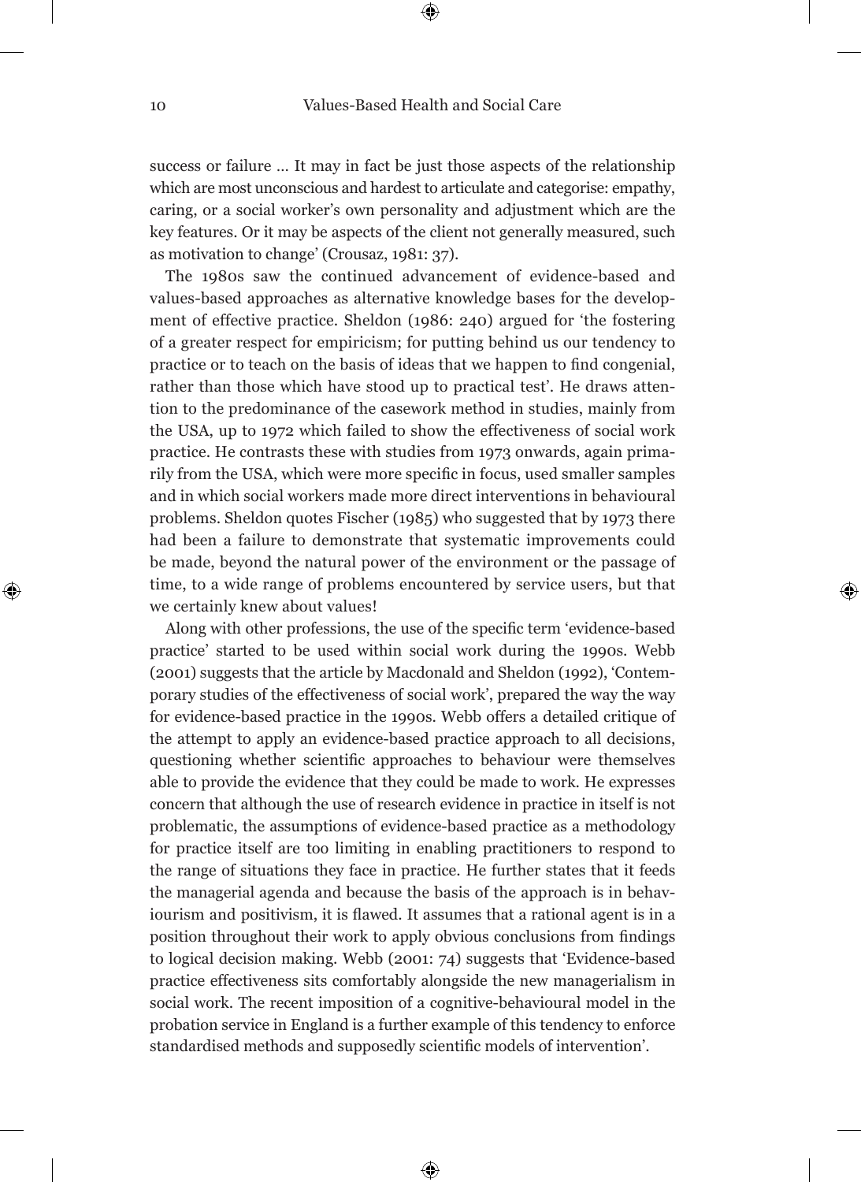success or failure … It may in fact be just those aspects of the relationship which are most unconscious and hardest to articulate and categorise: empathy, caring, or a social worker's own personality and adjustment which are the key features. Or it may be aspects of the client not generally measured, such as motivation to change' (Crousaz, 1981: 37).

The 1980s saw the continued advancement of evidence-based and values-based approaches as alternative knowledge bases for the development of effective practice. Sheldon (1986: 240) argued for 'the fostering of a greater respect for empiricism; for putting behind us our tendency to practice or to teach on the basis of ideas that we happen to find congenial, rather than those which have stood up to practical test'. He draws attention to the predominance of the casework method in studies, mainly from the USA, up to 1972 which failed to show the effectiveness of social work practice. He contrasts these with studies from 1973 onwards, again primarily from the USA, which were more specific in focus, used smaller samples and in which social workers made more direct interventions in behavioural problems. Sheldon quotes Fischer (1985) who suggested that by 1973 there had been a failure to demonstrate that systematic improvements could be made, beyond the natural power of the environment or the passage of time, to a wide range of problems encountered by service users, but that we certainly knew about values!

Along with other professions, the use of the specific term 'evidence-based practice' started to be used within social work during the 1990s. Webb (2001) suggests that the article by Macdonald and Sheldon (1992), 'Contemporary studies of the effectiveness of social work', prepared the way the way for evidence-based practice in the 1990s. Webb offers a detailed critique of the attempt to apply an evidence-based practice approach to all decisions, questioning whether scientific approaches to behaviour were themselves able to provide the evidence that they could be made to work. He expresses concern that although the use of research evidence in practice in itself is not problematic, the assumptions of evidence-based practice as a methodology for practice itself are too limiting in enabling practitioners to respond to the range of situations they face in practice. He further states that it feeds the managerial agenda and because the basis of the approach is in behaviourism and positivism, it is flawed. It assumes that a rational agent is in a position throughout their work to apply obvious conclusions from findings to logical decision making. Webb (2001: 74) suggests that 'Evidence-based practice effectiveness sits comfortably alongside the new managerialism in social work. The recent imposition of a cognitive-behavioural model in the probation service in England is a further example of this tendency to enforce standardised methods and supposedly scientific models of intervention'.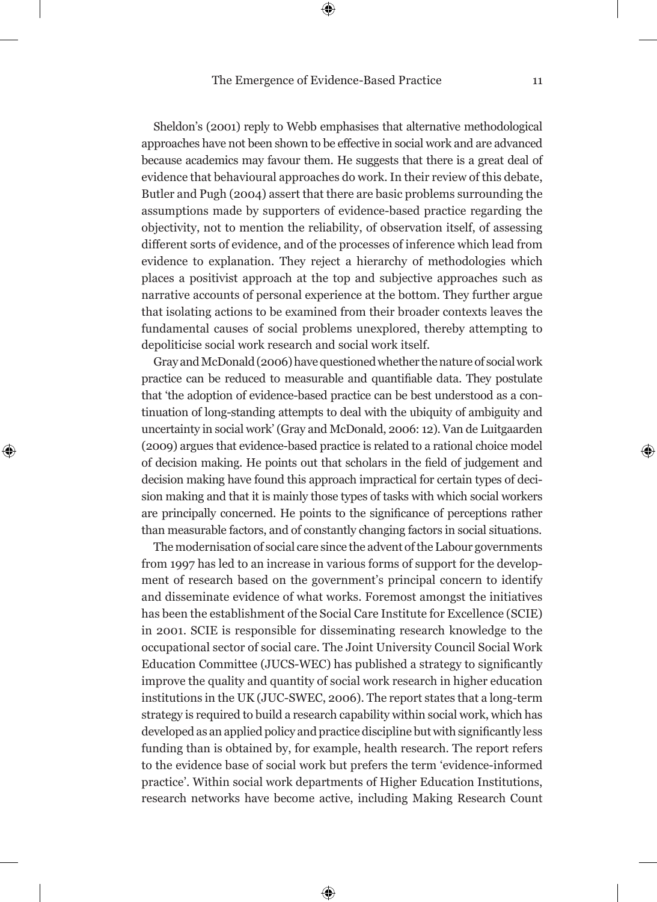Sheldon's (2001) reply to Webb emphasises that alternative methodological approaches have not been shown to be effective in social work and are advanced because academics may favour them. He suggests that there is a great deal of evidence that behavioural approaches do work. In their review of this debate, Butler and Pugh (2004) assert that there are basic problems surrounding the assumptions made by supporters of evidence-based practice regarding the objectivity, not to mention the reliability, of observation itself, of assessing different sorts of evidence, and of the processes of inference which lead from evidence to explanation. They reject a hierarchy of methodologies which places a positivist approach at the top and subjective approaches such as narrative accounts of personal experience at the bottom. They further argue that isolating actions to be examined from their broader contexts leaves the fundamental causes of social problems unexplored, thereby attempting to depoliticise social work research and social work itself.

Gray and McDonald (2006) have questioned whether the nature of social work practice can be reduced to measurable and quantifiable data. They postulate that 'the adoption of evidence-based practice can be best understood as a continuation of long-standing attempts to deal with the ubiquity of ambiguity and uncertainty in social work' (Gray and McDonald, 2006: 12). Van de Luitgaarden (2009) argues that evidence-based practice is related to a rational choice model of decision making. He points out that scholars in the field of judgement and decision making have found this approach impractical for certain types of decision making and that it is mainly those types of tasks with which social workers are principally concerned. He points to the significance of perceptions rather than measurable factors, and of constantly changing factors in social situations.

The modernisation of social care since the advent of the Labour governments from 1997 has led to an increase in various forms of support for the development of research based on the government's principal concern to identify and disseminate evidence of what works. Foremost amongst the initiatives has been the establishment of the Social Care Institute for Excellence (SCIE) in 2001. SCIE is responsible for disseminating research knowledge to the occupational sector of social care. The Joint University Council Social Work Education Committee (JUCS-WEC) has published a strategy to significantly improve the quality and quantity of social work research in higher education institutions in the UK (JUC-SWEC, 2006). The report states that a long-term strategy is required to build a research capability within social work, which has developed as an applied policy and practice discipline but with significantly less funding than is obtained by, for example, health research. The report refers to the evidence base of social work but prefers the term 'evidence-informed practice'. Within social work departments of Higher Education Institutions, research networks have become active, including Making Research Count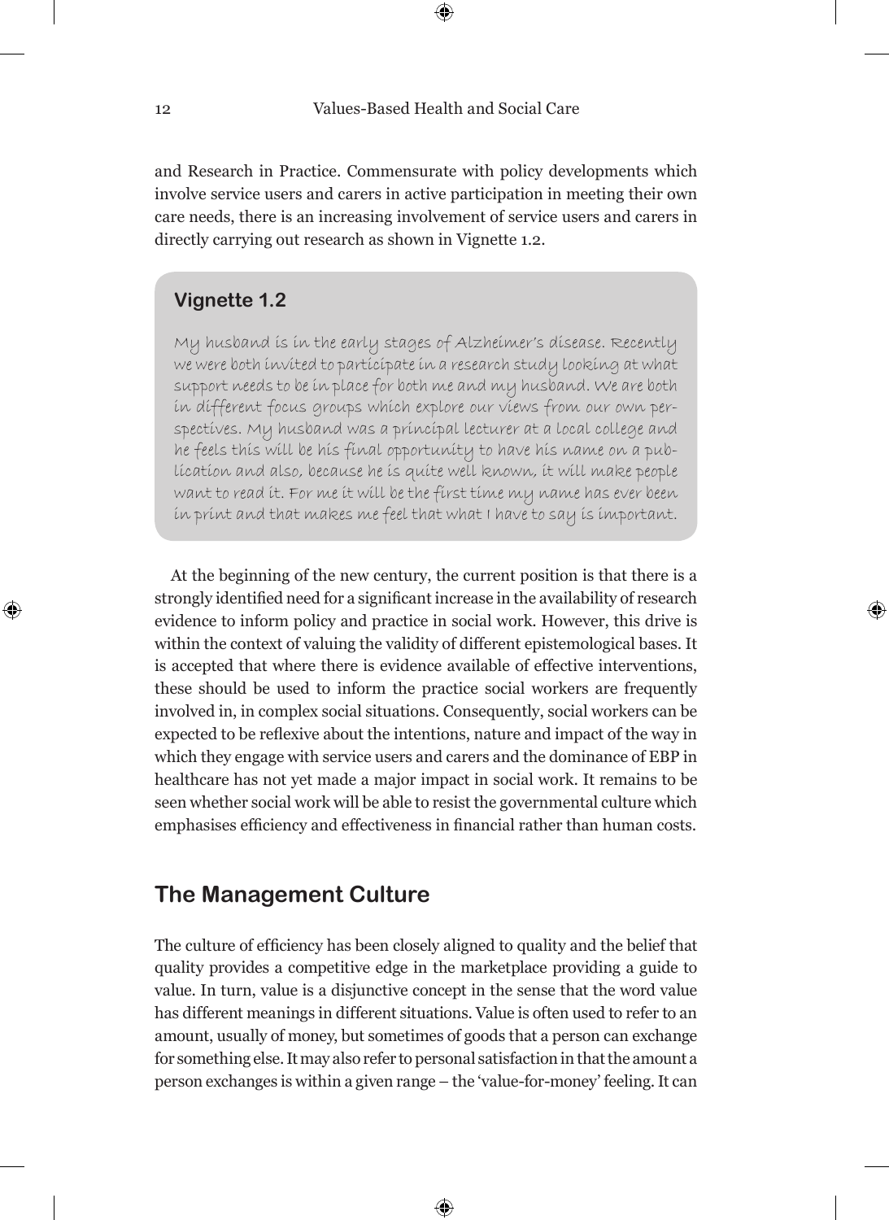and Research in Practice. Commensurate with policy developments which involve service users and carers in active participation in meeting their own care needs, there is an increasing involvement of service users and carers in directly carrying out research as shown in Vignette 1.2.

> **Vignette 1.2**
>
> My husband is in the early stages of Alzheimer's disease. Recently we were both invited to participate in a research study looking at what support needs to be in place for both me and my husband. We are both in different focus groups which explore our views from our own perspectives. My husband was a principal lecturer at a local college and he feels this will be his final opportunity to have his name on a publication and also, because he is quite well known, it will make people want to read it. For me it will be the first time my name has ever been in print and that makes me feel that what I have to say is important.

At the beginning of the new century, the current position is that there is a strongly identified need for a significant increase in the availability of research evidence to inform policy and practice in social work. However, this drive is within the context of valuing the validity of different epistemological bases. It is accepted that where there is evidence available of effective interventions, these should be used to inform the practice social workers are frequently involved in, in complex social situations. Consequently, social workers can be expected to be reflexive about the intentions, nature and impact of the way in which they engage with service users and carers and the dominance of EBP in healthcare has not yet made a major impact in social work. It remains to be seen whether social work will be able to resist the governmental culture which emphasises efficiency and effectiveness in financial rather than human costs.

## The Management Culture

The culture of efficiency has been closely aligned to quality and the belief that quality provides a competitive edge in the marketplace providing a guide to value. In turn, value is a disjunctive concept in the sense that the word value has different meanings in different situations. Value is often used to refer to an amount, usually of money, but sometimes of goods that a person can exchange for something else. It may also refer to personal satisfaction in that the amount a person exchanges is within a given range – the 'value-for-money' feeling. It can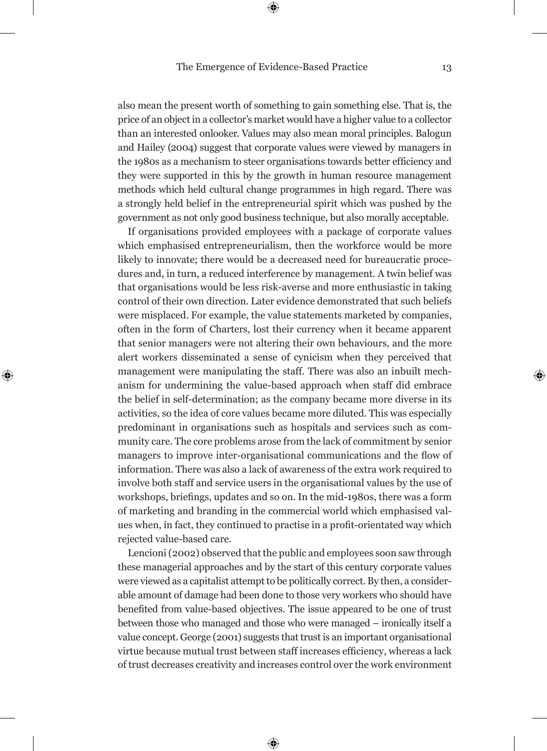also mean the present worth of something to gain something else. That is, the price of an object in a collector's market would have a higher value to a collector than an interested onlooker. Values may also mean moral principles. Balogun and Hailey (2004) suggest that corporate values were viewed by managers in the 1980s as a mechanism to steer organisations towards better efficiency and they were supported in this by the growth in human resource management methods which held cultural change programmes in high regard. There was a strongly held belief in the entrepreneurial spirit which was pushed by the government as not only good business technique, but also morally acceptable.

If organisations provided employees with a package of corporate values which emphasised entrepreneurialism, then the workforce would be more likely to innovate; there would be a decreased need for bureaucratic procedures and, in turn, a reduced interference by management. A twin belief was that organisations would be less risk-averse and more enthusiastic in taking control of their own direction. Later evidence demonstrated that such beliefs were misplaced. For example, the value statements marketed by companies, often in the form of Charters, lost their currency when it became apparent that senior managers were not altering their own behaviours, and the more alert workers disseminated a sense of cynicism when they perceived that management were manipulating the staff. There was also an inbuilt mechanism for undermining the value-based approach when staff did embrace the belief in self-determination; as the company became more diverse in its activities, so the idea of core values became more diluted. This was especially predominant in organisations such as hospitals and services such as community care. The core problems arose from the lack of commitment by senior managers to improve inter-organisational communications and the flow of information. There was also a lack of awareness of the extra work required to involve both staff and service users in the organisational values by the use of workshops, briefings, updates and so on. In the mid-1980s, there was a form of marketing and branding in the commercial world which emphasised values when, in fact, they continued to practise in a profit-orientated way which rejected value-based care.

Lencioni (2002) observed that the public and employees soon saw through these managerial approaches and by the start of this century corporate values were viewed as a capitalist attempt to be politically correct. By then, a considerable amount of damage had been done to those very workers who should have benefited from value-based objectives. The issue appeared to be one of trust between those who managed and those who were managed – ironically itself a value concept. George (2001) suggests that trust is an important organisational virtue because mutual trust between staff increases efficiency, whereas a lack of trust decreases creativity and increases control over the work environment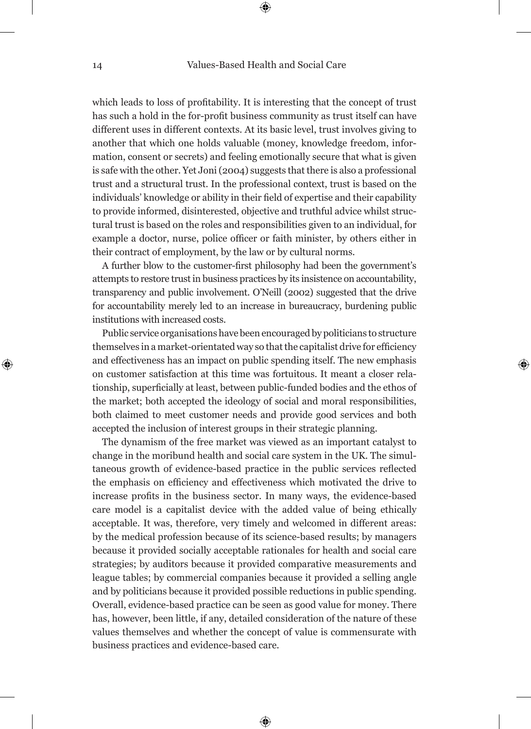which leads to loss of profitability. It is interesting that the concept of trust has such a hold in the for-profit business community as trust itself can have different uses in different contexts. At its basic level, trust involves giving to another that which one holds valuable (money, knowledge freedom, information, consent or secrets) and feeling emotionally secure that what is given is safe with the other. Yet Joni (2004) suggests that there is also a professional trust and a structural trust. In the professional context, trust is based on the individuals' knowledge or ability in their field of expertise and their capability to provide informed, disinterested, objective and truthful advice whilst structural trust is based on the roles and responsibilities given to an individual, for example a doctor, nurse, police officer or faith minister, by others either in their contract of employment, by the law or by cultural norms.

A further blow to the customer-first philosophy had been the government's attempts to restore trust in business practices by its insistence on accountability, transparency and public involvement. O'Neill (2002) suggested that the drive for accountability merely led to an increase in bureaucracy, burdening public institutions with increased costs.

Public service organisations have been encouraged by politicians to structure themselves in a market-orientated way so that the capitalist drive for efficiency and effectiveness has an impact on public spending itself. The new emphasis on customer satisfaction at this time was fortuitous. It meant a closer relationship, superficially at least, between public-funded bodies and the ethos of the market; both accepted the ideology of social and moral responsibilities, both claimed to meet customer needs and provide good services and both accepted the inclusion of interest groups in their strategic planning.

The dynamism of the free market was viewed as an important catalyst to change in the moribund health and social care system in the UK. The simultaneous growth of evidence-based practice in the public services reflected the emphasis on efficiency and effectiveness which motivated the drive to increase profits in the business sector. In many ways, the evidence-based care model is a capitalist device with the added value of being ethically acceptable. It was, therefore, very timely and welcomed in different areas: by the medical profession because of its science-based results; by managers because it provided socially acceptable rationales for health and social care strategies; by auditors because it provided comparative measurements and league tables; by commercial companies because it provided a selling angle and by politicians because it provided possible reductions in public spending. Overall, evidence-based practice can be seen as good value for money. There has, however, been little, if any, detailed consideration of the nature of these values themselves and whether the concept of value is commensurate with business practices and evidence-based care.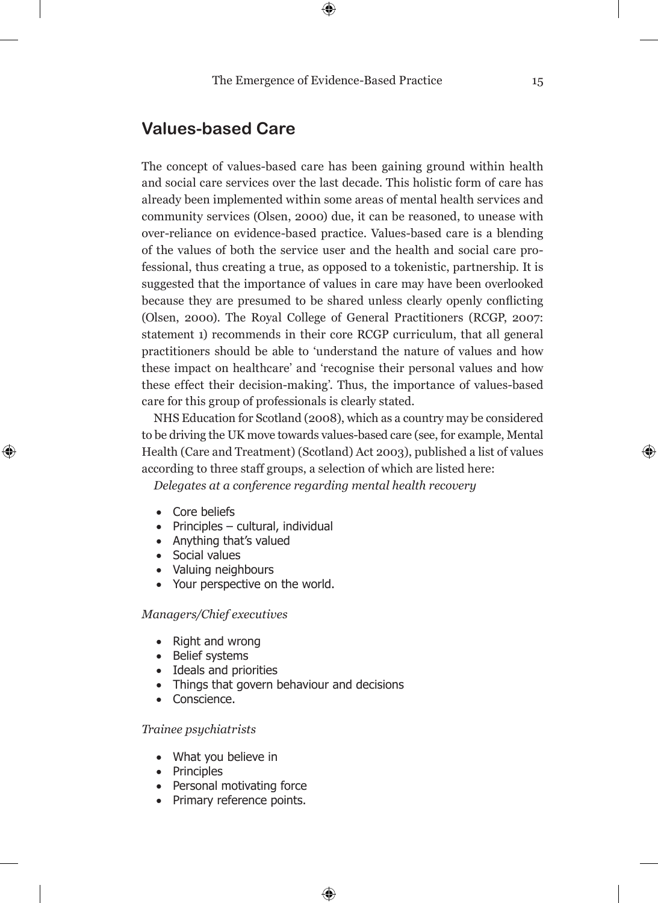## Values-based Care

The concept of values-based care has been gaining ground within health and social care services over the last decade. This holistic form of care has already been implemented within some areas of mental health services and community services (Olsen, 2000) due, it can be reasoned, to unease with over-reliance on evidence-based practice. Values-based care is a blending of the values of both the service user and the health and social care professional, thus creating a true, as opposed to a tokenistic, partnership. It is suggested that the importance of values in care may have been overlooked because they are presumed to be shared unless clearly openly conflicting (Olsen, 2000). The Royal College of General Practitioners (RCGP, 2007: statement 1) recommends in their core RCGP curriculum, that all general practitioners should be able to 'understand the nature of values and how these impact on healthcare' and 'recognise their personal values and how these effect their decision-making'. Thus, the importance of values-based care for this group of professionals is clearly stated.

NHS Education for Scotland (2008), which as a country may be considered to be driving the UK move towards values-based care (see, for example, Mental Health (Care and Treatment) (Scotland) Act 2003), published a list of values according to three staff groups, a selection of which are listed here:

*Delegates at a conference regarding mental health recovery*

- Core beliefs
- Principles – cultural, individual
- Anything that's valued
- Social values
- Valuing neighbours
- Your perspective on the world.

*Managers/Chief executives*

- Right and wrong
- Belief systems
- Ideals and priorities
- Things that govern behaviour and decisions
- Conscience.

*Trainee psychiatrists*

- What you believe in
- Principles
- Personal motivating force
- Primary reference points.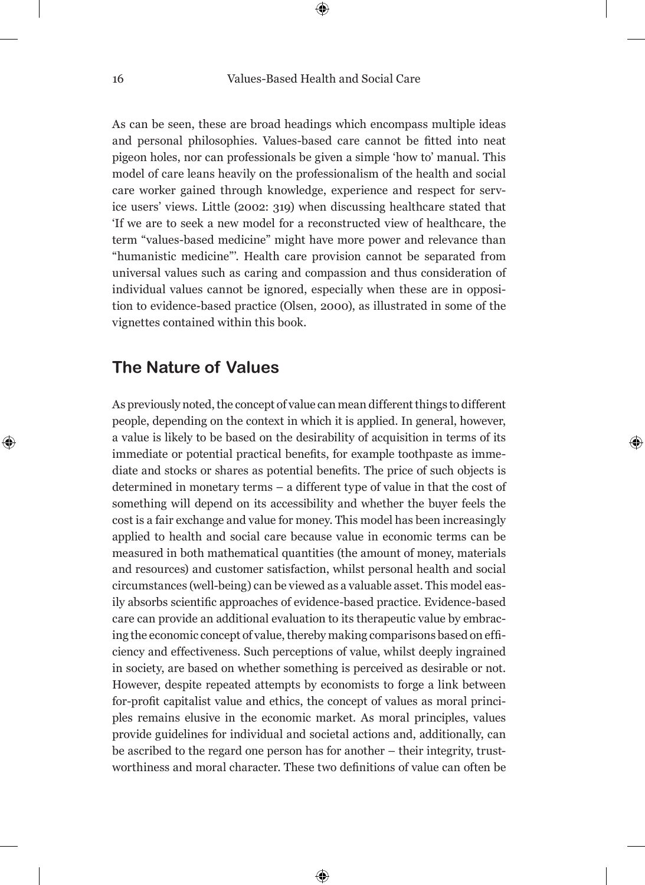As can be seen, these are broad headings which encompass multiple ideas and personal philosophies. Values-based care cannot be fitted into neat pigeon holes, nor can professionals be given a simple 'how to' manual. This model of care leans heavily on the professionalism of the health and social care worker gained through knowledge, experience and respect for service users' views. Little (2002: 319) when discussing healthcare stated that 'If we are to seek a new model for a reconstructed view of healthcare, the term "values-based medicine" might have more power and relevance than "humanistic medicine"'. Health care provision cannot be separated from universal values such as caring and compassion and thus consideration of individual values cannot be ignored, especially when these are in opposition to evidence-based practice (Olsen, 2000), as illustrated in some of the vignettes contained within this book.

## The Nature of Values

As previously noted, the concept of value can mean different things to different people, depending on the context in which it is applied. In general, however, a value is likely to be based on the desirability of acquisition in terms of its immediate or potential practical benefits, for example toothpaste as immediate and stocks or shares as potential benefits. The price of such objects is determined in monetary terms – a different type of value in that the cost of something will depend on its accessibility and whether the buyer feels the cost is a fair exchange and value for money. This model has been increasingly applied to health and social care because value in economic terms can be measured in both mathematical quantities (the amount of money, materials and resources) and customer satisfaction, whilst personal health and social circumstances (well-being) can be viewed as a valuable asset. This model easily absorbs scientific approaches of evidence-based practice. Evidence-based care can provide an additional evaluation to its therapeutic value by embracing the economic concept of value, thereby making comparisons based on efficiency and effectiveness. Such perceptions of value, whilst deeply ingrained in society, are based on whether something is perceived as desirable or not. However, despite repeated attempts by economists to forge a link between for-profit capitalist value and ethics, the concept of values as moral principles remains elusive in the economic market. As moral principles, values provide guidelines for individual and societal actions and, additionally, can be ascribed to the regard one person has for another – their integrity, trustworthiness and moral character. These two definitions of value can often be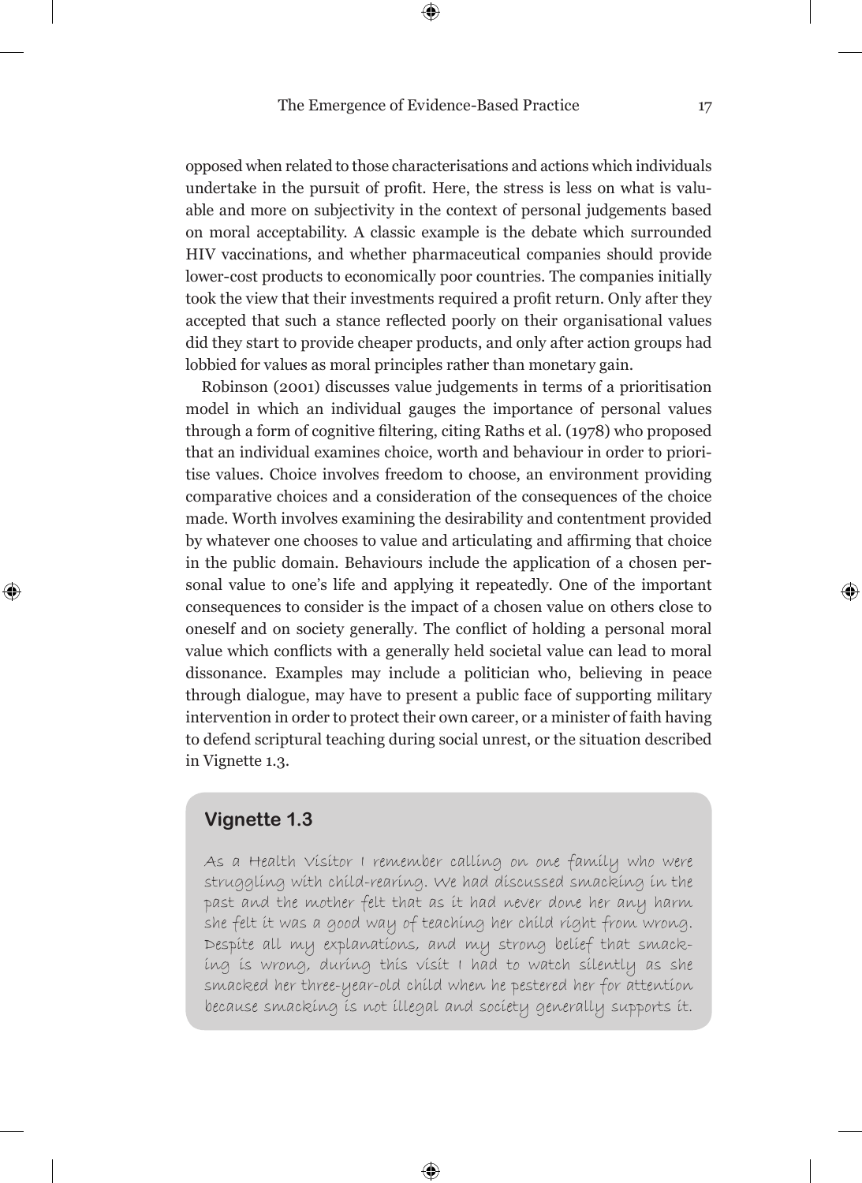opposed when related to those characterisations and actions which individuals undertake in the pursuit of profit. Here, the stress is less on what is valuable and more on subjectivity in the context of personal judgements based on moral acceptability. A classic example is the debate which surrounded HIV vaccinations, and whether pharmaceutical companies should provide lower-cost products to economically poor countries. The companies initially took the view that their investments required a profit return. Only after they accepted that such a stance reflected poorly on their organisational values did they start to provide cheaper products, and only after action groups had lobbied for values as moral principles rather than monetary gain.

Robinson (2001) discusses value judgements in terms of a prioritisation model in which an individual gauges the importance of personal values through a form of cognitive filtering, citing Raths et al. (1978) who proposed that an individual examines choice, worth and behaviour in order to prioritise values. Choice involves freedom to choose, an environment providing comparative choices and a consideration of the consequences of the choice made. Worth involves examining the desirability and contentment provided by whatever one chooses to value and articulating and affirming that choice in the public domain. Behaviours include the application of a chosen personal value to one's life and applying it repeatedly. One of the important consequences to consider is the impact of a chosen value on others close to oneself and on society generally. The conflict of holding a personal moral value which conflicts with a generally held societal value can lead to moral dissonance. Examples may include a politician who, believing in peace through dialogue, may have to present a public face of supporting military intervention in order to protect their own career, or a minister of faith having to defend scriptural teaching during social unrest, or the situation described in Vignette 1.3.

### Vignette 1.3

As a Health Visitor I remember calling on one family who were struggling with child-rearing. We had discussed smacking in the past and the mother felt that as it had never done her any harm she felt it was a good way of teaching her child right from wrong. Despite all my explanations, and my strong belief that smacking is wrong, during this visit I had to watch silently as she smacked her three-year-old child when he pestered her for attention because smacking is not illegal and society generally supports it.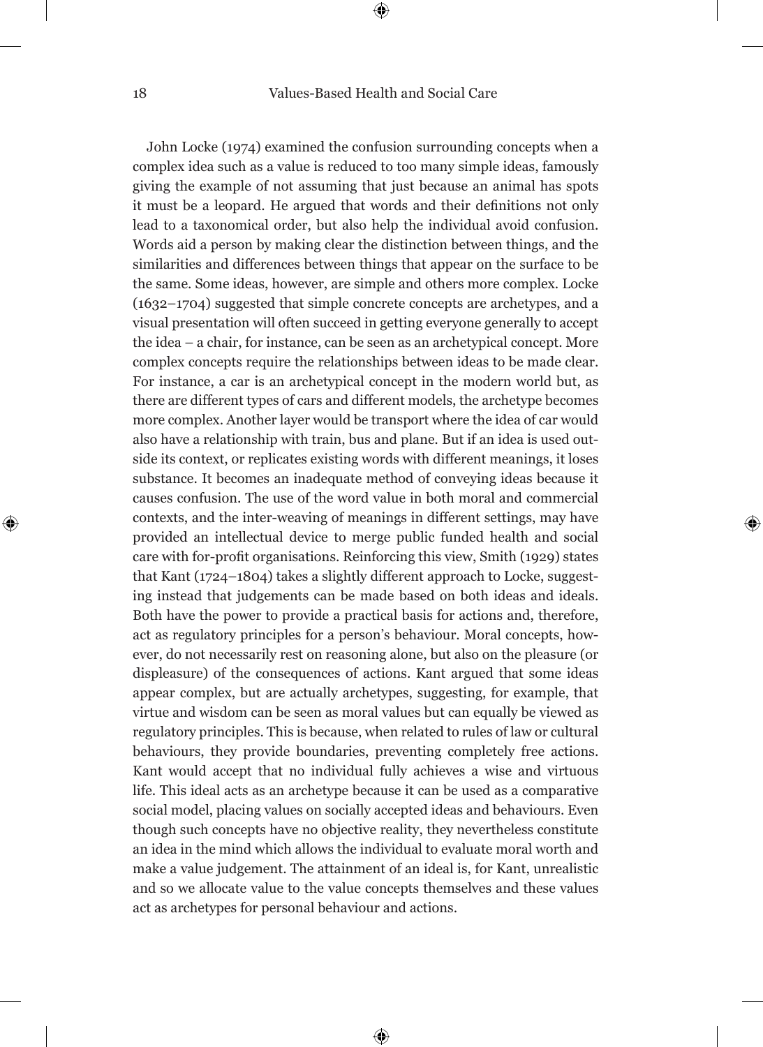John Locke (1974) examined the confusion surrounding concepts when a complex idea such as a value is reduced to too many simple ideas, famously giving the example of not assuming that just because an animal has spots it must be a leopard. He argued that words and their definitions not only lead to a taxonomical order, but also help the individual avoid confusion. Words aid a person by making clear the distinction between things, and the similarities and differences between things that appear on the surface to be the same. Some ideas, however, are simple and others more complex. Locke (1632–1704) suggested that simple concrete concepts are archetypes, and a visual presentation will often succeed in getting everyone generally to accept the idea – a chair, for instance, can be seen as an archetypical concept. More complex concepts require the relationships between ideas to be made clear. For instance, a car is an archetypical concept in the modern world but, as there are different types of cars and different models, the archetype becomes more complex. Another layer would be transport where the idea of car would also have a relationship with train, bus and plane. But if an idea is used outside its context, or replicates existing words with different meanings, it loses substance. It becomes an inadequate method of conveying ideas because it causes confusion. The use of the word value in both moral and commercial contexts, and the inter-weaving of meanings in different settings, may have provided an intellectual device to merge public funded health and social care with for-profit organisations. Reinforcing this view, Smith (1929) states that Kant (1724–1804) takes a slightly different approach to Locke, suggesting instead that judgements can be made based on both ideas and ideals. Both have the power to provide a practical basis for actions and, therefore, act as regulatory principles for a person's behaviour. Moral concepts, however, do not necessarily rest on reasoning alone, but also on the pleasure (or displeasure) of the consequences of actions. Kant argued that some ideas appear complex, but are actually archetypes, suggesting, for example, that virtue and wisdom can be seen as moral values but can equally be viewed as regulatory principles. This is because, when related to rules of law or cultural behaviours, they provide boundaries, preventing completely free actions. Kant would accept that no individual fully achieves a wise and virtuous life. This ideal acts as an archetype because it can be used as a comparative social model, placing values on socially accepted ideas and behaviours. Even though such concepts have no objective reality, they nevertheless constitute an idea in the mind which allows the individual to evaluate moral worth and make a value judgement. The attainment of an ideal is, for Kant, unrealistic and so we allocate value to the value concepts themselves and these values act as archetypes for personal behaviour and actions.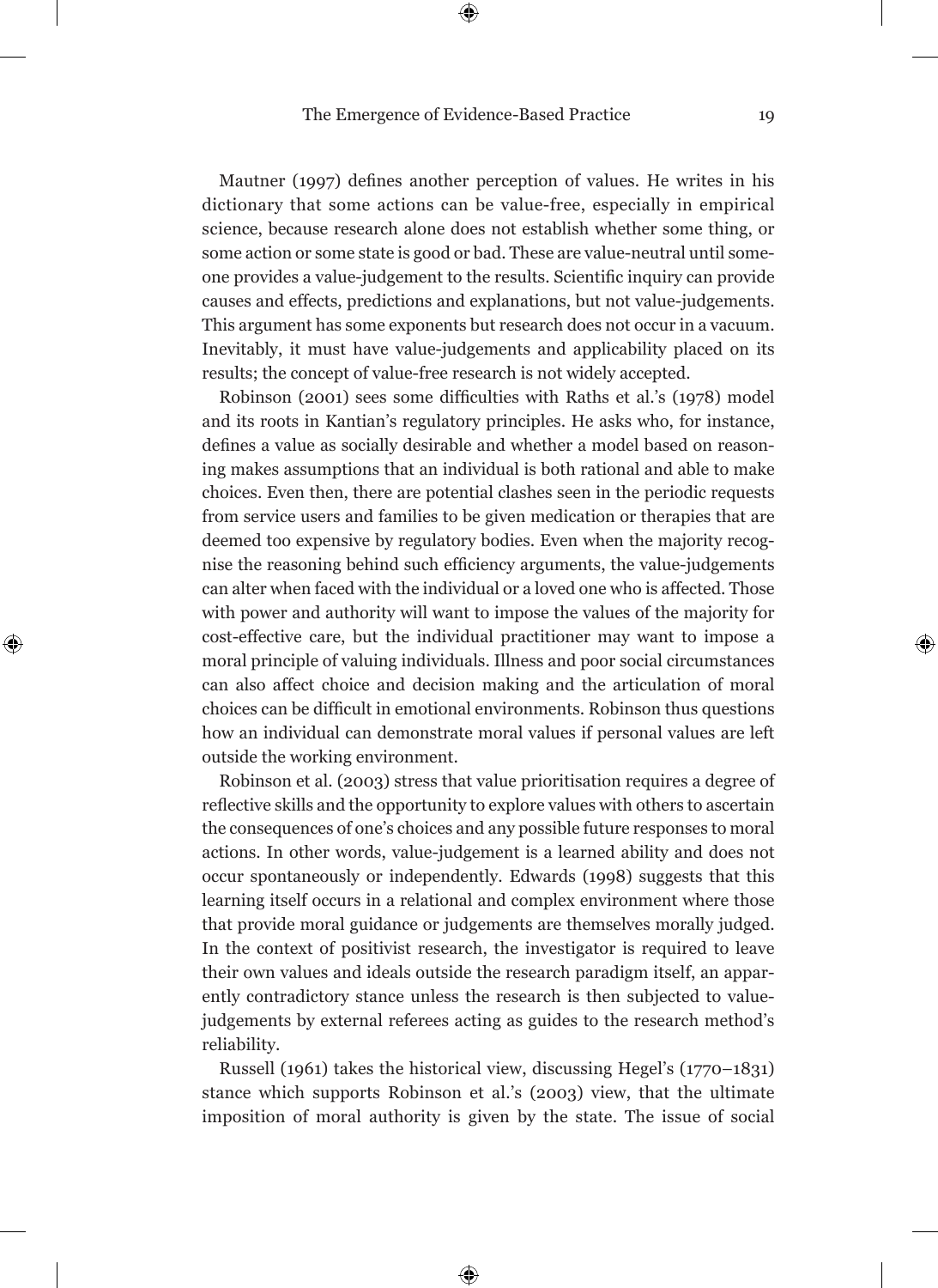Mautner (1997) defines another perception of values. He writes in his dictionary that some actions can be value-free, especially in empirical science, because research alone does not establish whether some thing, or some action or some state is good or bad. These are value-neutral until someone provides a value-judgement to the results. Scientific inquiry can provide causes and effects, predictions and explanations, but not value-judgements. This argument has some exponents but research does not occur in a vacuum. Inevitably, it must have value-judgements and applicability placed on its results; the concept of value-free research is not widely accepted.

Robinson (2001) sees some difficulties with Raths et al.'s (1978) model and its roots in Kantian's regulatory principles. He asks who, for instance, defines a value as socially desirable and whether a model based on reasoning makes assumptions that an individual is both rational and able to make choices. Even then, there are potential clashes seen in the periodic requests from service users and families to be given medication or therapies that are deemed too expensive by regulatory bodies. Even when the majority recognise the reasoning behind such efficiency arguments, the value-judgements can alter when faced with the individual or a loved one who is affected. Those with power and authority will want to impose the values of the majority for cost-effective care, but the individual practitioner may want to impose a moral principle of valuing individuals. Illness and poor social circumstances can also affect choice and decision making and the articulation of moral choices can be difficult in emotional environments. Robinson thus questions how an individual can demonstrate moral values if personal values are left outside the working environment.

Robinson et al. (2003) stress that value prioritisation requires a degree of reflective skills and the opportunity to explore values with others to ascertain the consequences of one's choices and any possible future responses to moral actions. In other words, value-judgement is a learned ability and does not occur spontaneously or independently. Edwards (1998) suggests that this learning itself occurs in a relational and complex environment where those that provide moral guidance or judgements are themselves morally judged. In the context of positivist research, the investigator is required to leave their own values and ideals outside the research paradigm itself, an apparently contradictory stance unless the research is then subjected to value-judgements by external referees acting as guides to the research method's reliability.

Russell (1961) takes the historical view, discussing Hegel's (1770–1831) stance which supports Robinson et al.'s (2003) view, that the ultimate imposition of moral authority is given by the state. The issue of social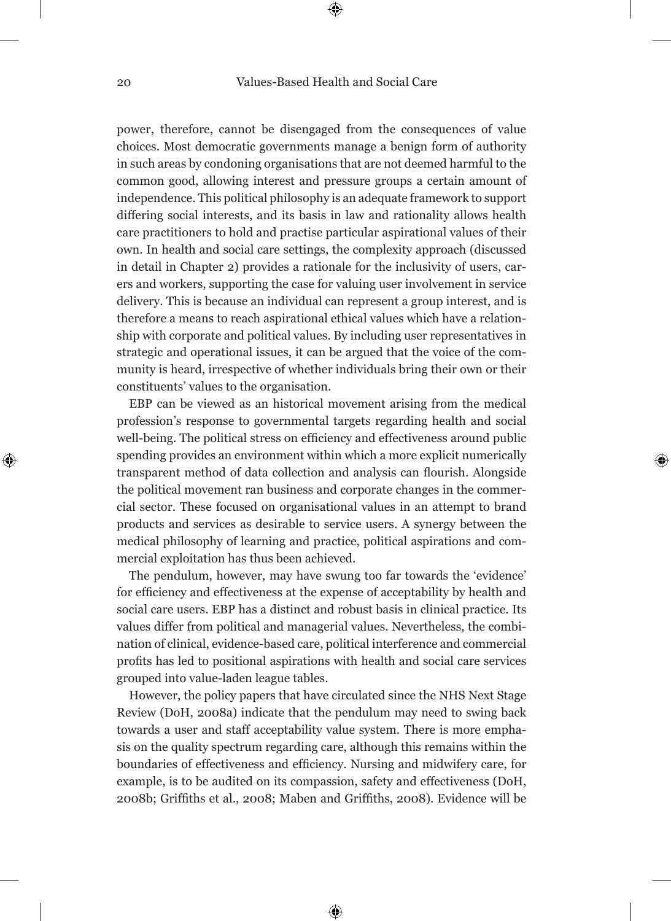power, therefore, cannot be disengaged from the consequences of value choices. Most democratic governments manage a benign form of authority in such areas by condoning organisations that are not deemed harmful to the common good, allowing interest and pressure groups a certain amount of independence. This political philosophy is an adequate framework to support differing social interests, and its basis in law and rationality allows health care practitioners to hold and practise particular aspirational values of their own. In health and social care settings, the complexity approach (discussed in detail in Chapter 2) provides a rationale for the inclusivity of users, carers and workers, supporting the case for valuing user involvement in service delivery. This is because an individual can represent a group interest, and is therefore a means to reach aspirational ethical values which have a relationship with corporate and political values. By including user representatives in strategic and operational issues, it can be argued that the voice of the community is heard, irrespective of whether individuals bring their own or their constituents' values to the organisation.

EBP can be viewed as an historical movement arising from the medical profession's response to governmental targets regarding health and social well-being. The political stress on efficiency and effectiveness around public spending provides an environment within which a more explicit numerically transparent method of data collection and analysis can flourish. Alongside the political movement ran business and corporate changes in the commercial sector. These focused on organisational values in an attempt to brand products and services as desirable to service users. A synergy between the medical philosophy of learning and practice, political aspirations and commercial exploitation has thus been achieved.

The pendulum, however, may have swung too far towards the 'evidence' for efficiency and effectiveness at the expense of acceptability by health and social care users. EBP has a distinct and robust basis in clinical practice. Its values differ from political and managerial values. Nevertheless, the combination of clinical, evidence-based care, political interference and commercial profits has led to positional aspirations with health and social care services grouped into value-laden league tables.

However, the policy papers that have circulated since the NHS Next Stage Review (DoH, 2008a) indicate that the pendulum may need to swing back towards a user and staff acceptability value system. There is more emphasis on the quality spectrum regarding care, although this remains within the boundaries of effectiveness and efficiency. Nursing and midwifery care, for example, is to be audited on its compassion, safety and effectiveness (DoH, 2008b; Griffiths et al., 2008; Maben and Griffiths, 2008). Evidence will be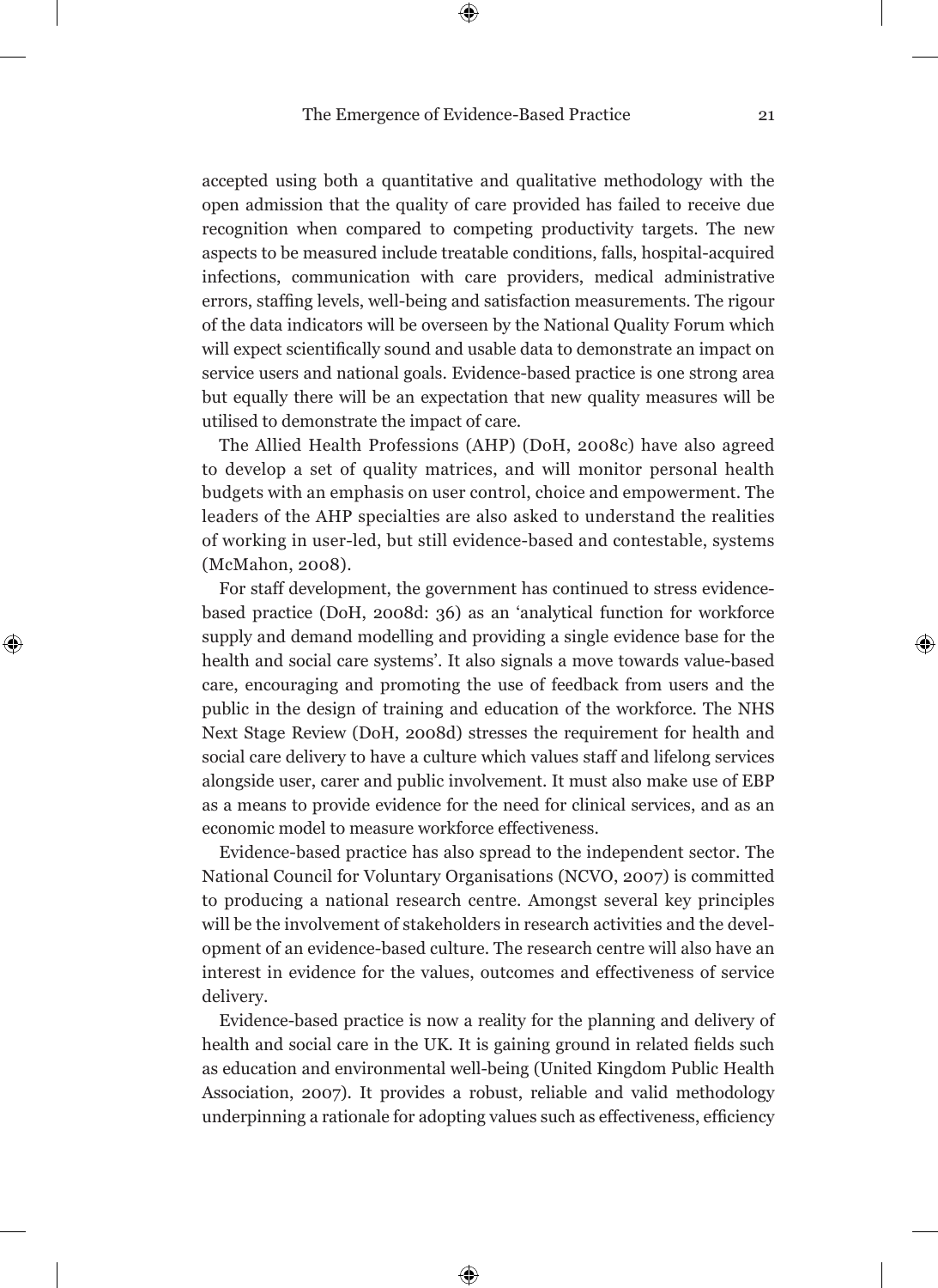accepted using both a quantitative and qualitative methodology with the open admission that the quality of care provided has failed to receive due recognition when compared to competing productivity targets. The new aspects to be measured include treatable conditions, falls, hospital-acquired infections, communication with care providers, medical administrative errors, staffing levels, well-being and satisfaction measurements. The rigour of the data indicators will be overseen by the National Quality Forum which will expect scientifically sound and usable data to demonstrate an impact on service users and national goals. Evidence-based practice is one strong area but equally there will be an expectation that new quality measures will be utilised to demonstrate the impact of care.

The Allied Health Professions (AHP) (DoH, 2008c) have also agreed to develop a set of quality matrices, and will monitor personal health budgets with an emphasis on user control, choice and empowerment. The leaders of the AHP specialties are also asked to understand the realities of working in user-led, but still evidence-based and contestable, systems (McMahon, 2008).

For staff development, the government has continued to stress evidence-based practice (DoH, 2008d: 36) as an 'analytical function for workforce supply and demand modelling and providing a single evidence base for the health and social care systems'. It also signals a move towards value-based care, encouraging and promoting the use of feedback from users and the public in the design of training and education of the workforce. The NHS Next Stage Review (DoH, 2008d) stresses the requirement for health and social care delivery to have a culture which values staff and lifelong services alongside user, carer and public involvement. It must also make use of EBP as a means to provide evidence for the need for clinical services, and as an economic model to measure workforce effectiveness.

Evidence-based practice has also spread to the independent sector. The National Council for Voluntary Organisations (NCVO, 2007) is committed to producing a national research centre. Amongst several key principles will be the involvement of stakeholders in research activities and the development of an evidence-based culture. The research centre will also have an interest in evidence for the values, outcomes and effectiveness of service delivery.

Evidence-based practice is now a reality for the planning and delivery of health and social care in the UK. It is gaining ground in related fields such as education and environmental well-being (United Kingdom Public Health Association, 2007). It provides a robust, reliable and valid methodology underpinning a rationale for adopting values such as effectiveness, efficiency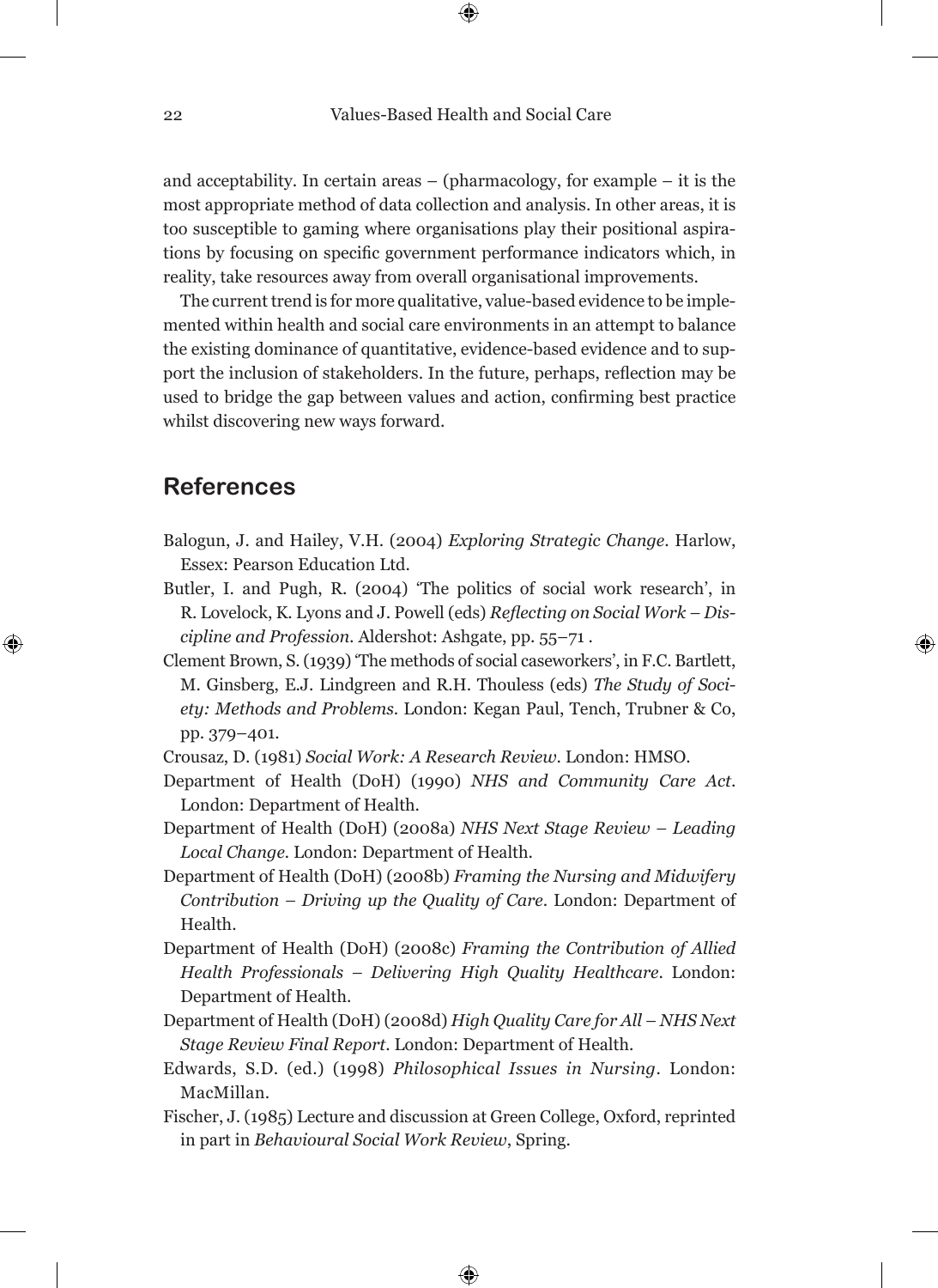and acceptability. In certain areas – (pharmacology, for example – it is the most appropriate method of data collection and analysis. In other areas, it is too susceptible to gaming where organisations play their positional aspirations by focusing on specific government performance indicators which, in reality, take resources away from overall organisational improvements.

The current trend is for more qualitative, value-based evidence to be implemented within health and social care environments in an attempt to balance the existing dominance of quantitative, evidence-based evidence and to support the inclusion of stakeholders. In the future, perhaps, reflection may be used to bridge the gap between values and action, confirming best practice whilst discovering new ways forward.

## References

Balogun, J. and Hailey, V.H. (2004) *Exploring Strategic Change*. Harlow, Essex: Pearson Education Ltd.

Butler, I. and Pugh, R. (2004) 'The politics of social work research', in R. Lovelock, K. Lyons and J. Powell (eds) *Reflecting on Social Work – Discipline and Profession*. Aldershot: Ashgate, pp. 55–71 .

Clement Brown, S. (1939) 'The methods of social caseworkers', in F.C. Bartlett, M. Ginsberg, E.J. Lindgreen and R.H. Thouless (eds) *The Study of Society: Methods and Problems*. London: Kegan Paul, Tench, Trubner & Co, pp. 379–401.

Crousaz, D. (1981) *Social Work: A Research Review*. London: HMSO.

Department of Health (DoH) (1990) *NHS and Community Care Act*. London: Department of Health.

Department of Health (DoH) (2008a) *NHS Next Stage Review – Leading Local Change*. London: Department of Health.

Department of Health (DoH) (2008b) *Framing the Nursing and Midwifery Contribution – Driving up the Quality of Care*. London: Department of Health.

Department of Health (DoH) (2008c) *Framing the Contribution of Allied Health Professionals – Delivering High Quality Healthcare*. London: Department of Health.

Department of Health (DoH) (2008d) *High Quality Care for All – NHS Next Stage Review Final Report*. London: Department of Health.

Edwards, S.D. (ed.) (1998) *Philosophical Issues in Nursing*. London: MacMillan.

Fischer, J. (1985) Lecture and discussion at Green College, Oxford, reprinted in part in *Behavioural Social Work Review*, Spring.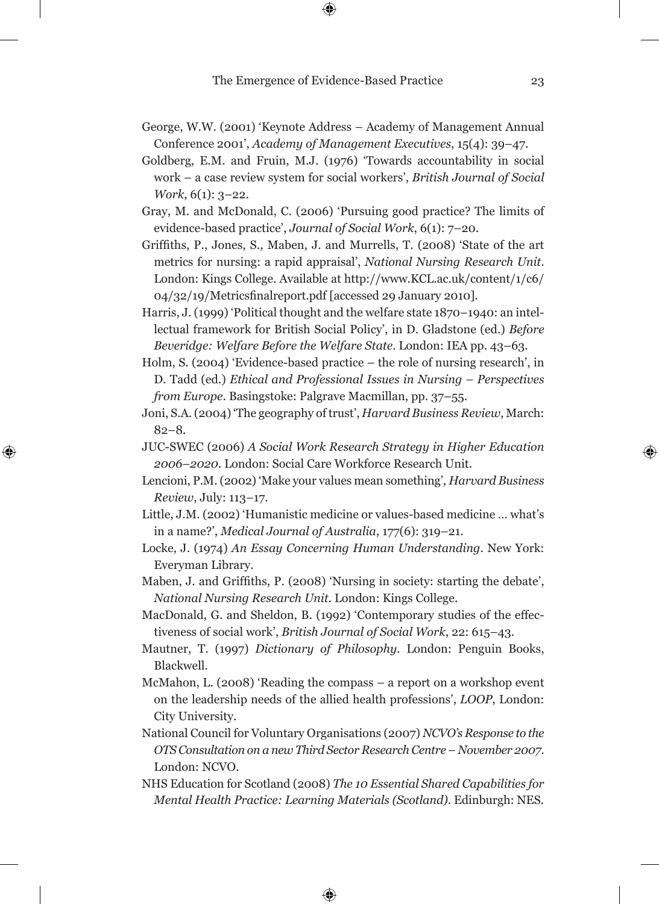George, W.W. (2001) 'Keynote Address – Academy of Management Annual Conference 2001', *Academy of Management Executives*, 15(4): 39–47.

Goldberg, E.M. and Fruin, M.J. (1976) 'Towards accountability in social work – a case review system for social workers', *British Journal of Social Work*, 6(1): 3–22.

Gray, M. and McDonald, C. (2006) 'Pursuing good practice? The limits of evidence-based practice', *Journal of Social Work*, 6(1): 7–20.

Griffiths, P., Jones, S., Maben, J. and Murrells, T. (2008) 'State of the art metrics for nursing: a rapid appraisal', *National Nursing Research Unit*. London: Kings College. Available at http://www.KCL.ac.uk/content/1/c6/04/32/19/Metricsfinalreport.pdf [accessed 29 January 2010].

Harris, J. (1999) 'Political thought and the welfare state 1870–1940: an intellectual framework for British Social Policy', in D. Gladstone (ed.) *Before Beveridge: Welfare Before the Welfare State*. London: IEA pp. 43–63.

Holm, S. (2004) 'Evidence-based practice – the role of nursing research', in D. Tadd (ed.) *Ethical and Professional Issues in Nursing – Perspectives from Europe*. Basingstoke: Palgrave Macmillan, pp. 37–55.

Joni, S.A. (2004) 'The geography of trust', *Harvard Business Review*, March: 82–8.

JUC-SWEC (2006) *A Social Work Research Strategy in Higher Education 2006–2020*. London: Social Care Workforce Research Unit.

Lencioni, P.M. (2002) 'Make your values mean something', *Harvard Business Review*, July: 113–17.

Little, J.M. (2002) 'Humanistic medicine or values-based medicine ... what's in a name?', *Medical Journal of Australia*, 177(6): 319–21.

Locke, J. (1974) *An Essay Concerning Human Understanding*. New York: Everyman Library.

Maben, J. and Griffiths, P. (2008) 'Nursing in society: starting the debate', *National Nursing Research Unit*. London: Kings College.

MacDonald, G. and Sheldon, B. (1992) 'Contemporary studies of the effectiveness of social work', *British Journal of Social Work*, 22: 615–43.

Mautner, T. (1997) *Dictionary of Philosophy*. London: Penguin Books, Blackwell.

McMahon, L. (2008) 'Reading the compass – a report on a workshop event on the leadership needs of the allied health professions', *LOOP*, London: City University.

National Council for Voluntary Organisations (2007) *NCVO's Response to the OTS Consultation on a new Third Sector Research Centre – November 2007*. London: NCVO.

NHS Education for Scotland (2008) *The 10 Essential Shared Capabilities for Mental Health Practice: Learning Materials (Scotland)*. Edinburgh: NES.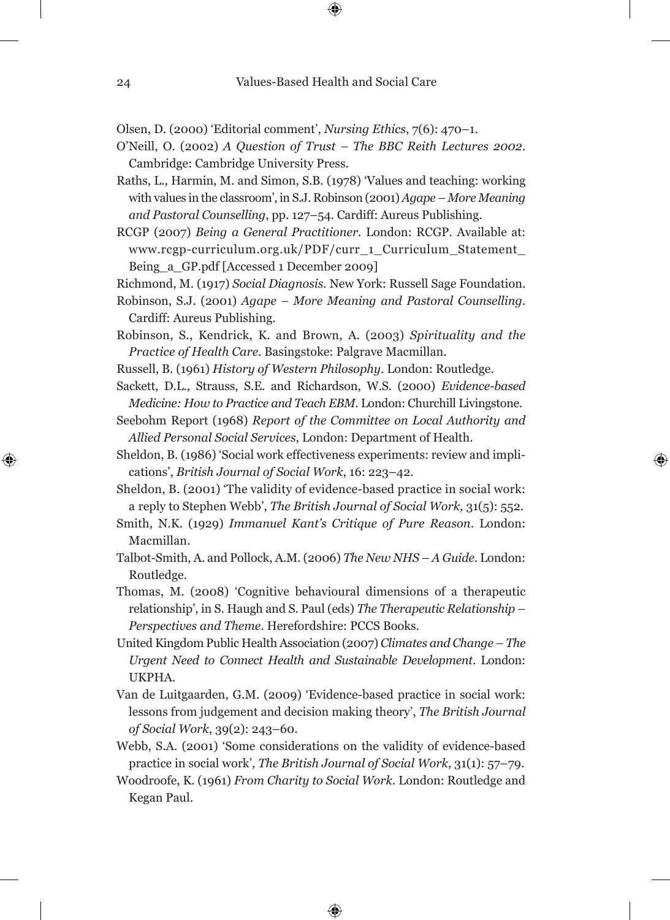Olsen, D. (2000) 'Editorial comment', *Nursing Ethics*, 7(6): 470–1.

O'Neill, O. (2002) *A Question of Trust – The BBC Reith Lectures 2002*. Cambridge: Cambridge University Press.

Raths, L., Harmin, M. and Simon, S.B. (1978) 'Values and teaching: working with values in the classroom', in S.J. Robinson (2001) *Agape – More Meaning and Pastoral Counselling*, pp. 127–54. Cardiff: Aureus Publishing.

RCGP (2007) *Being a General Practitioner*. London: RCGP. Available at: www.rcgp-curriculum.org.uk/PDF/curr_1_Curriculum_Statement_Being_a_GP.pdf [Accessed 1 December 2009]

Richmond, M. (1917) *Social Diagnosis*. New York: Russell Sage Foundation.

Robinson, S.J. (2001) *Agape – More Meaning and Pastoral Counselling*. Cardiff: Aureus Publishing.

Robinson, S., Kendrick, K. and Brown, A. (2003) *Spirituality and the Practice of Health Care*. Basingstoke: Palgrave Macmillan.

Russell, B. (1961) *History of Western Philosophy*. London: Routledge.

Sackett, D.L., Strauss, S.E. and Richardson, W.S. (2000) *Evidence-based Medicine: How to Practice and Teach EBM*. London: Churchill Livingstone.

Seebohm Report (1968) *Report of the Committee on Local Authority and Allied Personal Social Services*, London: Department of Health.

Sheldon, B. (1986) 'Social work effectiveness experiments: review and implications', *British Journal of Social Work*, 16: 223–42.

Sheldon, B. (2001) 'The validity of evidence-based practice in social work: a reply to Stephen Webb', *The British Journal of Social Work,* 31(5): 552.

Smith, N.K. (1929) *Immanuel Kant's Critique of Pure Reason*. London: Macmillan.

Talbot-Smith, A. and Pollock, A.M. (2006) *The New NHS – A Guide*. London: Routledge.

Thomas, M. (2008) 'Cognitive behavioural dimensions of a therapeutic relationship', in S. Haugh and S. Paul (eds) *The Therapeutic Relationship – Perspectives and Theme*. Herefordshire: PCCS Books.

United Kingdom Public Health Association (2007) *Climates and Change – The Urgent Need to Connect Health and Sustainable Development*. London: UKPHA.

Van de Luitgaarden, G.M. (2009) 'Evidence-based practice in social work: lessons from judgement and decision making theory', *The British Journal of Social Work*, 39(2): 243–60.

Webb, S.A. (2001) 'Some considerations on the validity of evidence-based practice in social work', *The British Journal of Social Work*, 31(1): 57–79.

Woodroofe, K. (1961) *From Charity to Social Work*. London: Routledge and Kegan Paul.